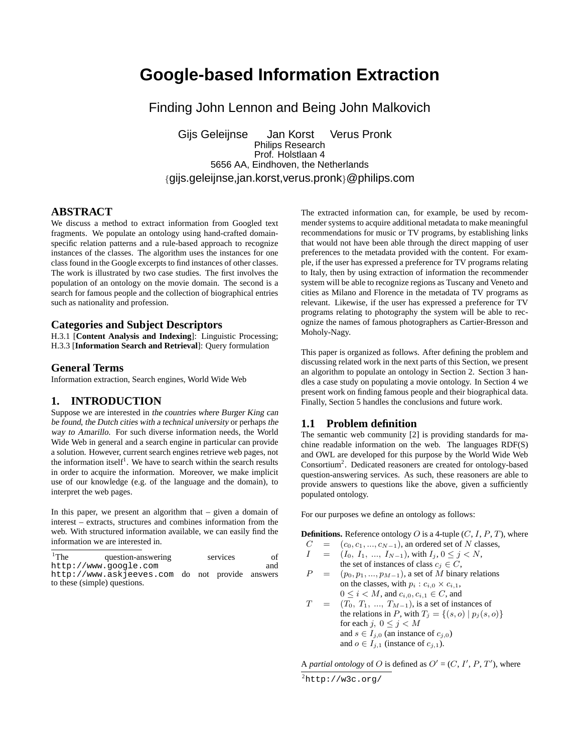# Google-based Information Extraction

## Finding John Lennon and Being John Malkovich

Gijs Geleijnse Jan Korst Verus Pronk
Philips Research
Prof. Holstlaan 4
5656 AA, Eindhoven, the Netherlands
{gijs.geleijnse,jan.korst,verus.pronk}@philips.com

## ABSTRACT

We discuss a method to extract information from Googled text fragments. We populate an ontology using hand-crafted domain-specific relation patterns and a rule-based approach to recognize instances of the classes. The algorithm uses the instances for one class found in the Google excerpts to find instances of other classes. The work is illustrated by two case studies. The first involves the population of an ontology on the movie domain. The second is a search for famous people and the collection of biographical entries such as nationality and profession.

## Categories and Subject Descriptors

H.3.1 [**Content Analysis and Indexing**]: Linguistic Processing; H.3.3 [**Information Search and Retrieval**]: Query formulation

## General Terms

Information extraction, Search engines, World Wide Web

## 1. INTRODUCTION

Suppose we are interested in *the countries where Burger King can be found*, *the Dutch cities with a technical university* or perhaps *the way to Amarillo*. For such diverse information needs, the World Wide Web in general and a search engine in particular can provide a solution. However, current search engines retrieve web pages, not the information itself[1]. We have to search within the search results in order to acquire the information. Moreover, we make implicit use of our knowledge (e.g. of the language and the domain), to interpret the web pages.

In this paper, we present an algorithm that – given a domain of interest – extracts, structures and combines information from the web. With structured information available, we can easily find the information we are interested in.

[1]The question-answering services of `http://www.google.com` and `http://www.askjeeves.com` do not provide answers to these (simple) questions.

The extracted information can, for example, be used by recommender systems to acquire additional metadata to make meaningful recommendations for music or TV programs, by establishing links that would not have been able through the direct mapping of user preferences to the metadata provided with the content. For example, if the user has expressed a preference for TV programs relating to Italy, then by using extraction of information the recommender system will be able to recognize regions as Tuscany and Veneto and cities as Milano and Florence in the metadata of TV programs as relevant. Likewise, if the user has expressed a preference for TV programs relating to photography the system will be able to recognize the names of famous photographers as Cartier-Bresson and Moholy-Nagy.

This paper is organized as follows. After defining the problem and discussing related work in the next parts of this Section, we present an algorithm to populate an ontology in Section 2. Section 3 handles a case study on populating a movie ontology. In Section 4 we present work on finding famous people and their biographical data. Finally, Section 5 handles the conclusions and future work.

### 1.1 Problem definition

The semantic web community [2] is providing standards for machine readable information on the web. The languages RDF(S) and OWL are developed for this purpose by the World Wide Web Consortium[2]. Dedicated reasoners are created for ontology-based question-answering services. As such, these reasoners are able to provide answers to questions like the above, given a sufficiently populated ontology.

For our purposes we define an ontology as follows:

**Definitions.** Reference ontology $O$ is a 4-tuple ($C$, $I$, $P$, $T$), where

$C = (c_0, c_1, ..., c_{N-1})$, an ordered set of $N$ classes,

$I = (I_0,\ I_1,\ ...,\ I_{N-1})$, with $I_j, 0 \le j < N$, the set of instances of class $c_j \in C$,

$P = (p_0, p_1, ..., p_{M-1})$, a set of $M$ binary relations on the classes, with $p_i : c_{i,0} \times c_{i,1}$, $0 \le i < M$, and $c_{i,0}, c_{i,1} \in C$, and

$T = (T_0,\ T_1,\ ...,\ T_{M-1})$, is a set of instances of the relations in $P$, with $T_j = \{(s, o) \mid p_j(s, o)\}$ for each $j,\ 0 \le j < M$ and $s \in I_{j,0}$ (an instance of $c_{j,0}$) and $o \in I_{j,1}$ (instance of $c_{j,1}$).

A *partial ontology* of $O$ is defined as $O'$ = ($C$, $I'$, $P$, $T'$), where

[2]`http://w3c.org/`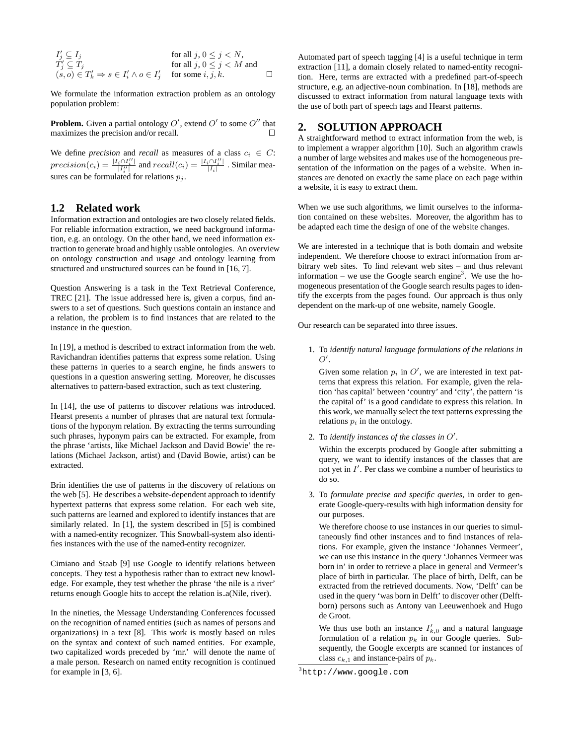$$
\begin{array}{ll}
I'_j \subseteq I_j & \text{for all } j, 0 \leq j < N, \\
T'_j \subseteq T_j & \text{for all } j, 0 \leq j < M \text{ and} \\
(s, o) \in T'_k \Rightarrow s \in I'_i \wedge o \in I'_j & \text{for some } i, j, k.
\end{array}
\qquad \square
$$

We formulate the information extraction problem as an ontology population problem:

**Problem.** Given a partial ontology $O'$, extend $O'$ to some $O''$ that maximizes the precision and/or recall. $\square$

We define *precision* and *recall* as measures of a class $c_i \in C$: $precision(c_i) = \frac{|I_i \cap I''_i|}{|I''_i|}$ and $recall(c_i) = \frac{|I_i \cap I''_i|}{|I_i|}$. Similar measures can be formulated for relations $p_j$.

## 1.2 Related work

Information extraction and ontologies are two closely related fields. For reliable information extraction, we need background information, e.g. an ontology. On the other hand, we need information extraction to generate broad and highly usable ontologies. An overview on ontology construction and usage and ontology learning from structured and unstructured sources can be found in [16, 7].

Question Answering is a task in the Text Retrieval Conference, TREC [21]. The issue addressed here is, given a corpus, find answers to a set of questions. Such questions contain an instance and a relation, the problem is to find instances that are related to the instance in the question.

In [19], a method is described to extract information from the web. Ravichandran identifies patterns that express some relation. Using these patterns in queries to a search engine, he finds answers to questions in a question answering setting. Moreover, he discusses alternatives to pattern-based extraction, such as text clustering.

In [14], the use of patterns to discover relations was introduced. Hearst presents a number of phrases that are natural text formulations of the hyponym relation. By extracting the terms surrounding such phrases, hyponym pairs can be extracted. For example, from the phrase 'artists, like Michael Jackson and David Bowie' the relations (Michael Jackson, artist) and (David Bowie, artist) can be extracted.

Brin identifies the use of patterns in the discovery of relations on the web [5]. He describes a website-dependent approach to identify hypertext patterns that express some relation. For each web site, such patterns are learned and explored to identify instances that are similarly related. In [1], the system described in [5] is combined with a named-entity recognizer. This Snowball-system also identifies instances with the use of the named-entity recognizer.

Cimiano and Staab [9] use Google to identify relations between concepts. They test a hypothesis rather than to extract new knowledge. For example, they test whether the phrase 'the nile is a river' returns enough Google hits to accept the relation is_a(Nile, river).

In the nineties, the Message Understanding Conferences focussed on the recognition of named entities (such as names of persons and organizations) in a text [8]. This work is mostly based on rules on the syntax and context of such named entities. For example, two capitalized words preceded by 'mr.' will denote the name of a male person. Research on named entity recognition is continued for example in [3, 6].

Automated part of speech tagging [4] is a useful technique in term extraction [11], a domain closely related to named-entity recognition. Here, terms are extracted with a predefined part-of-speech structure, e.g. an adjective-noun combination. In [18], methods are discussed to extract information from natural language texts with the use of both part of speech tags and Hearst patterns.

# 2. SOLUTION APPROACH

A straightforward method to extract information from the web, is to implement a wrapper algorithm [10]. Such an algorithm crawls a number of large websites and makes use of the homogeneous presentation of the information on the pages of a website. When instances are denoted on exactly the same place on each page within a website, it is easy to extract them.

When we use such algorithms, we limit ourselves to the information contained on these websites. Moreover, the algorithm has to be adapted each time the design of one of the website changes.

We are interested in a technique that is both domain and website independent. We therefore choose to extract information from arbitrary web sites. To find relevant web sites – and thus relevant information – we use the Google search engine[3]. We use the homogeneous presentation of the Google search results pages to identify the excerpts from the pages found. Our approach is thus only dependent on the mark-up of one website, namely Google.

Our research can be separated into three issues.

1. To *identify natural language formulations of the relations in* $O'$.

   Given some relation $p_i$ in $O'$, we are interested in text patterns that express this relation. For example, given the relation 'has capital' between 'country' and 'city', the pattern 'is the capital of' is a good candidate to express this relation. In this work, we manually select the text patterns expressing the relations $p_i$ in the ontology.

2. To *identify instances of the classes in* $O'$.

   Within the excerpts produced by Google after submitting a query, we want to identify instances of the classes that are not yet in $I'$. Per class we combine a number of heuristics to do so.

3. To *formulate precise and specific queries*, in order to generate Google-query-results with high information density for our purposes.

   We therefore choose to use instances in our queries to simultaneously find other instances and to find instances of relations. For example, given the instance 'Johannes Vermeer', we can use this instance in the query 'Johannes Vermeer was born in' in order to retrieve a place in general and Vermeer's place of birth in particular. The place of birth, Delft, can be extracted from the retrieved documents. Now, 'Delft' can be used in the query 'was born in Delft' to discover other (Delft-born) persons such as Antony van Leeuwenhoek and Hugo de Groot.

   We thus use both an instance $I'_{k,0}$ and a natural language formulation of a relation $p_k$ in our Google queries. Subsequently, the Google excerpts are scanned for instances of class $c_{k,1}$ and instance-pairs of $p_k$.

[3] http://www.google.com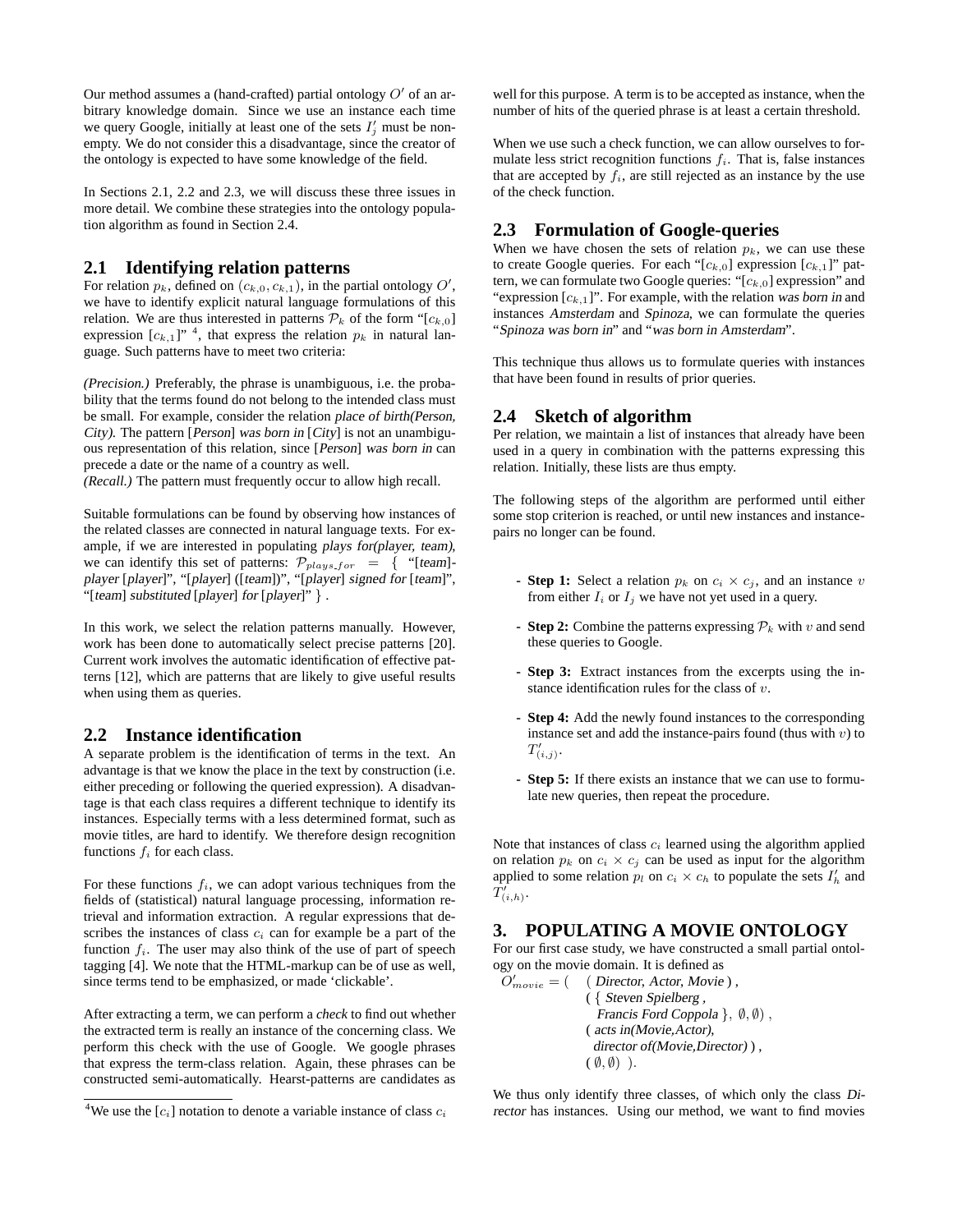Our method assumes a (hand-crafted) partial ontology $O'$ of an arbitrary knowledge domain. Since we use an instance each time we query Google, initially at least one of the sets $I'_j$ must be non-empty. We do not consider this a disadvantage, since the creator of the ontology is expected to have some knowledge of the field.

In Sections 2.1, 2.2 and 2.3, we will discuss these three issues in more detail. We combine these strategies into the ontology population algorithm as found in Section 2.4.

## 2.1 Identifying relation patterns

For relation $p_k$, defined on $(c_{k,0}, c_{k,1})$, in the partial ontology $O'$, we have to identify explicit natural language formulations of this relation. We are thus interested in patterns $\mathcal{P}_k$ of the form "[$c_{k,0}$] expression [$c_{k,1}$]" [4], that express the relation $p_k$ in natural language. Such patterns have to meet two criteria:

*(Precision.)* Preferably, the phrase is unambiguous, i.e. the probability that the terms found do not belong to the intended class must be small. For example, consider the relation *place of birth(Person, City)*. The pattern [*Person*] *was born in* [*City*] is not an unambiguous representation of this relation, since [*Person*] *was born in* can precede a date or the name of a country as well.
*(Recall.)* The pattern must frequently occur to allow high recall.

Suitable formulations can be found by observing how instances of the related classes are connected in natural language texts. For example, if we are interested in populating *plays for(player, team)*, we can identify this set of patterns: $\mathcal{P}_{plays\_for}$ = { "[*team*]-*player* [*player*]", "[*player*] ([*team*])", "[*player*] *signed for* [*team*]", "[*team*] *substituted* [*player*] *for* [*player*]" } .

In this work, we select the relation patterns manually. However, work has been done to automatically select precise patterns [20]. Current work involves the automatic identification of effective patterns [12], which are patterns that are likely to give useful results when using them as queries.

## 2.2 Instance identification

A separate problem is the identification of terms in the text. An advantage is that we know the place in the text by construction (i.e. either preceding or following the queried expression). A disadvantage is that each class requires a different technique to identify its instances. Especially terms with a less determined format, such as movie titles, are hard to identify. We therefore design recognition functions $f_i$ for each class.

For these functions $f_i$, we can adopt various techniques from the fields of (statistical) natural language processing, information retrieval and information extraction. A regular expressions that describes the instances of class $c_i$ can for example be a part of the function $f_i$. The user may also think of the use of part of speech tagging [4]. We note that the HTML-markup can be of use as well, since terms tend to be emphasized, or made 'clickable'.

After extracting a term, we can perform a *check* to find out whether the extracted term is really an instance of the concerning class. We perform this check with the use of Google. We google phrases that express the term-class relation. Again, these phrases can be constructed semi-automatically. Hearst-patterns are candidates as well for this purpose. A term is to be accepted as instance, when the number of hits of the queried phrase is at least a certain threshold.

When we use such a check function, we can allow ourselves to formulate less strict recognition functions $f_i$. That is, false instances that are accepted by $f_i$, are still rejected as an instance by the use of the check function.

## 2.3 Formulation of Google-queries

When we have chosen the sets of relation $p_k$, we can use these to create Google queries. For each "[$c_{k,0}$] expression [$c_{k,1}$]" pattern, we can formulate two Google queries: "[$c_{k,0}$] expression" and "expression [$c_{k,1}$]". For example, with the relation *was born in* and instances *Amsterdam* and *Spinoza*, we can formulate the queries "*Spinoza was born in*" and "*was born in Amsterdam*".

This technique thus allows us to formulate queries with instances that have been found in results of prior queries.

## 2.4 Sketch of algorithm

Per relation, we maintain a list of instances that already have been used in a query in combination with the patterns expressing this relation. Initially, these lists are thus empty.

The following steps of the algorithm are performed until either some stop criterion is reached, or until new instances and instance-pairs no longer can be found.

- **Step 1:** Select a relation $p_k$ on $c_i \times c_j$, and an instance $v$ from either $I_i$ or $I_j$ we have not yet used in a query.
- **Step 2:** Combine the patterns expressing $\mathcal{P}_k$ with $v$ and send these queries to Google.
- **Step 3:** Extract instances from the excerpts using the instance identification rules for the class of $v$.
- **Step 4:** Add the newly found instances to the corresponding instance set and add the instance-pairs found (thus with $v$) to $T'_{(i,j)}$.
- **Step 5:** If there exists an instance that we can use to formulate new queries, then repeat the procedure.

Note that instances of class $c_i$ learned using the algorithm applied on relation $p_k$ on $c_i \times c_j$ can be used as input for the algorithm applied to some relation $p_l$ on $c_i \times c_h$ to populate the sets $I'_h$ and $T'_{(i,h)}$.

# 3. POPULATING A MOVIE ONTOLOGY

For our first case study, we have constructed a small partial ontology on the movie domain. It is defined as

$O'_{movie}$ = ( ( *Director, Actor, Movie* ) ,
( { *Steven Spielberg* ,
*Francis Ford Coppola* }, $\emptyset, \emptyset$) ,
( *acts in(Movie,Actor)*,
*director of(Movie,Director)* ) ,
($\emptyset, \emptyset$) ).

We thus only identify three classes, of which only the class *Director* has instances. Using our method, we want to find movies

[4] We use the [$c_i$] notation to denote a variable instance of class $c_i$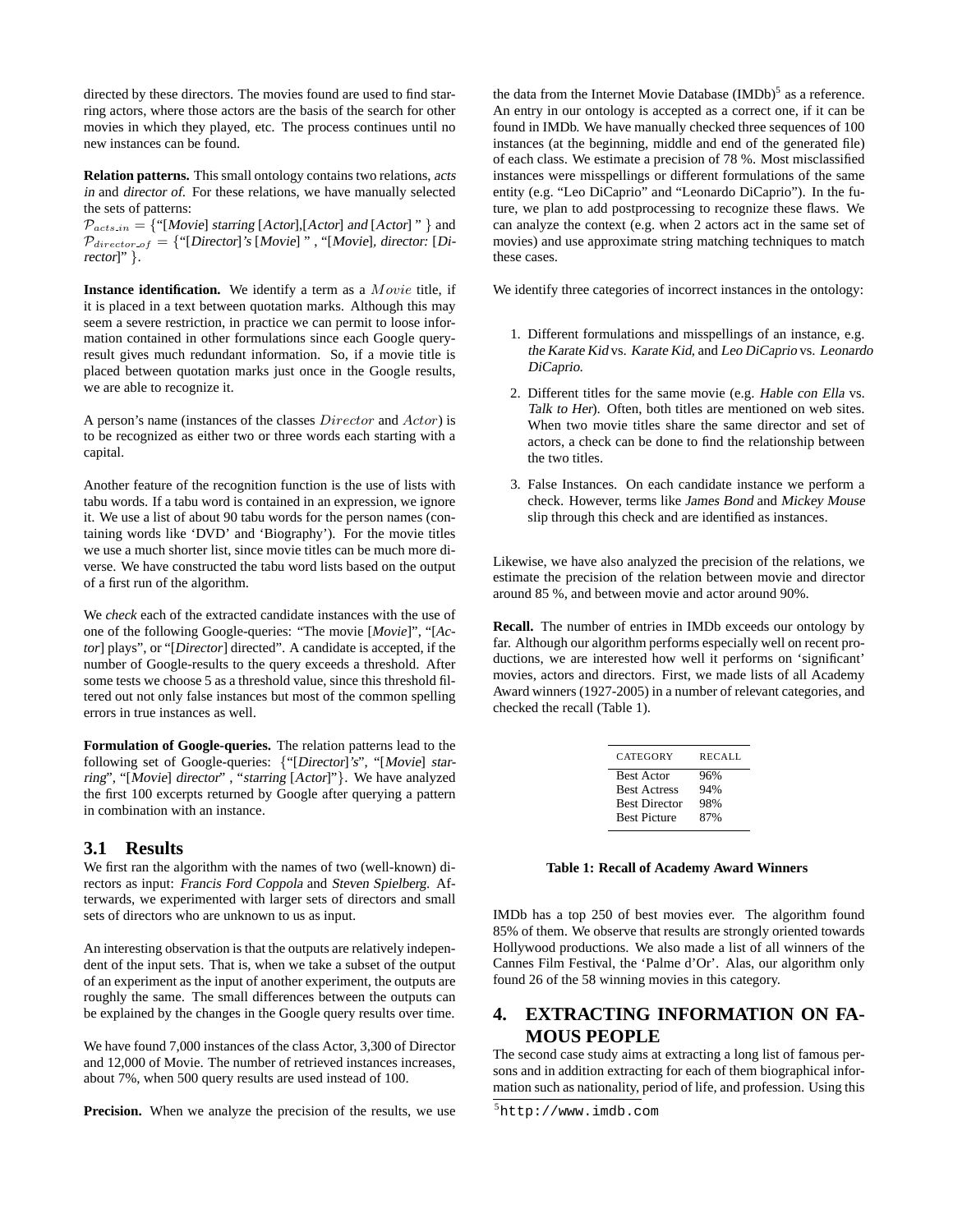directed by these directors. The movies found are used to find starring actors, where those actors are the basis of the search for other movies in which they played, etc. The process continues until no new instances can be found.

**Relation patterns.** This small ontology contains two relations, *acts in* and *director of*. For these relations, we have manually selected the sets of patterns:
$\mathcal{P}_{acts\_in}$ = {"[*Movie*] *starring* [*Actor*],[*Actor*] *and* [*Actor*]" } and $\mathcal{P}_{director\_of}$ = {"[*Director*]*'s* [*Movie*]" , "[*Movie*], *director:* [*Director*]" }.

**Instance identification.** We identify a term as a $Movie$ title, if it is placed in a text between quotation marks. Although this may seem a severe restriction, in practice we can permit to loose information contained in other formulations since each Google query-result gives much redundant information. So, if a movie title is placed between quotation marks just once in the Google results, we are able to recognize it.

A person's name (instances of the classes $Director$ and $Actor$) is to be recognized as either two or three words each starting with a capital.

Another feature of the recognition function is the use of lists with tabu words. If a tabu word is contained in an expression, we ignore it. We use a list of about 90 tabu words for the person names (containing words like 'DVD' and 'Biography'). For the movie titles we use a much shorter list, since movie titles can be much more diverse. We have constructed the tabu word lists based on the output of a first run of the algorithm.

We *check* each of the extracted candidate instances with the use of one of the following Google-queries: "The movie [*Movie*]", "[*Actor*] plays", or "[*Director*] directed". A candidate is accepted, if the number of Google-results to the query exceeds a threshold. After some tests we choose 5 as a threshold value, since this threshold filtered out not only false instances but most of the common spelling errors in true instances as well.

**Formulation of Google-queries.** The relation patterns lead to the following set of Google-queries: {"[*Director*]*'s*", "[*Movie*] *starring*", "[*Movie*] *director*" , "*starring* [*Actor*]"}. We have analyzed the first 100 excerpts returned by Google after querying a pattern in combination with an instance.

## 3.1 Results

We first ran the algorithm with the names of two (well-known) directors as input: *Francis Ford Coppola* and *Steven Spielberg*. Afterwards, we experimented with larger sets of directors and small sets of directors who are unknown to us as input.

An interesting observation is that the outputs are relatively independent of the input sets. That is, when we take a subset of the output of an experiment as the input of another experiment, the outputs are roughly the same. The small differences between the outputs can be explained by the changes in the Google query results over time.

We have found 7,000 instances of the class Actor, 3,300 of Director and 12,000 of Movie. The number of retrieved instances increases, about 7%, when 500 query results are used instead of 100.

**Precision.** When we analyze the precision of the results, we use the data from the Internet Movie Database (IMDb)[5] as a reference. An entry in our ontology is accepted as a correct one, if it can be found in IMDb. We have manually checked three sequences of 100 instances (at the beginning, middle and end of the generated file) of each class. We estimate a precision of 78 %. Most misclassified instances were misspellings or different formulations of the same entity (e.g. "Leo DiCaprio" and "Leonardo DiCaprio"). In the future, we plan to add postprocessing to recognize these flaws. We can analyze the context (e.g. when 2 actors act in the same set of movies) and use approximate string matching techniques to match these cases.

We identify three categories of incorrect instances in the ontology:

1. Different formulations and misspellings of an instance, e.g. *the Karate Kid* vs. *Karate Kid*, and *Leo DiCaprio* vs. *Leonardo DiCaprio*.
2. Different titles for the same movie (e.g. *Hable con Ella* vs. *Talk to Her*). Often, both titles are mentioned on web sites. When two movie titles share the same director and set of actors, a check can be done to find the relationship between the two titles.
3. False Instances. On each candidate instance we perform a check. However, terms like *James Bond* and *Mickey Mouse* slip through this check and are identified as instances.

Likewise, we have also analyzed the precision of the relations, we estimate the precision of the relation between movie and director around 85 %, and between movie and actor around 90%.

**Recall.** The number of entries in IMDb exceeds our ontology by far. Although our algorithm performs especially well on recent productions, we are interested how well it performs on 'significant' movies, actors and directors. First, we made lists of all Academy Award winners (1927-2005) in a number of relevant categories, and checked the recall (Table 1).

| CATEGORY | RECALL |
|---|---|
| Best Actor | 96% |
| Best Actress | 94% |
| Best Director | 98% |
| Best Picture | 87% |

**Table 1: Recall of Academy Award Winners**

IMDb has a top 250 of best movies ever. The algorithm found 85% of them. We observe that results are strongly oriented towards Hollywood productions. We also made a list of all winners of the Cannes Film Festival, the 'Palme d'Or'. Alas, our algorithm only found 26 of the 58 winning movies in this category.

# 4. EXTRACTING INFORMATION ON FAMOUS PEOPLE

The second case study aims at extracting a long list of famous persons and in addition extracting for each of them biographical information such as nationality, period of life, and profession. Using this

[5] http://www.imdb.com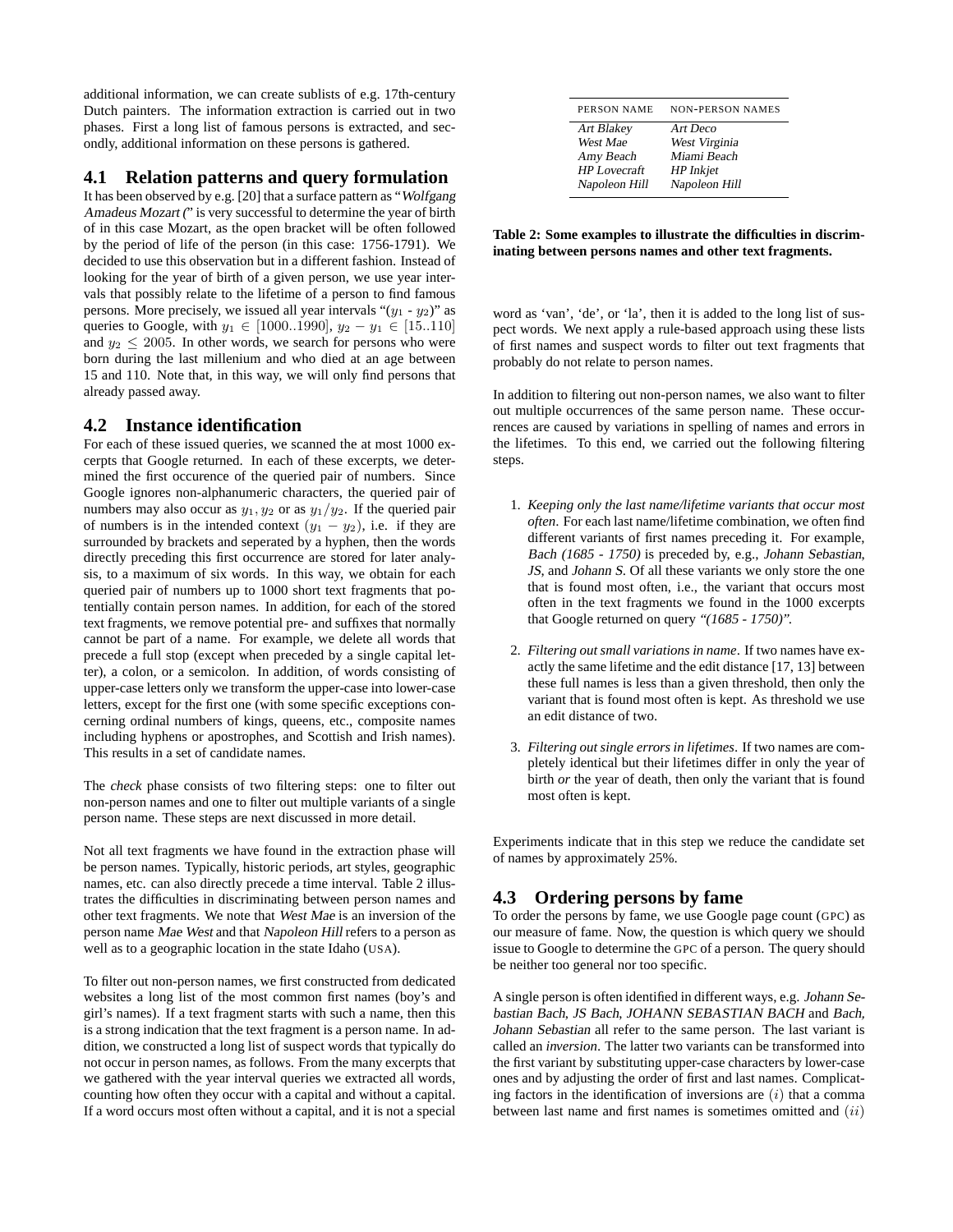additional information, we can create sublists of e.g. 17th-century Dutch painters. The information extraction is carried out in two phases. First a long list of famous persons is extracted, and secondly, additional information on these persons is gathered.

## 4.1 Relation patterns and query formulation

It has been observed by e.g. [20] that a surface pattern as "*Wolfgang Amadeus Mozart (*" is very successful to determine the year of birth of in this case Mozart, as the open bracket will be often followed by the period of life of the person (in this case: 1756-1791). We decided to use this observation but in a different fashion. Instead of looking for the year of birth of a given person, we use year intervals that possibly relate to the lifetime of a person to find famous persons. More precisely, we issued all year intervals "($y_1$ - $y_2$)" as queries to Google, with $y_1 \in [1000..1990]$, $y_2 - y_1 \in [15..110]$ and $y_2 \leq 2005$. In other words, we search for persons who were born during the last millenium and who died at an age between 15 and 110. Note that, in this way, we will only find persons that already passed away.

## 4.2 Instance identification

For each of these issued queries, we scanned the at most 1000 excerpts that Google returned. In each of these excerpts, we determined the first occurence of the queried pair of numbers. Since Google ignores non-alphanumeric characters, the queried pair of numbers may also occur as $y_1, y_2$ or as $y_1/y_2$. If the queried pair of numbers is in the intended context $(y_1 - y_2)$, i.e. if they are surrounded by brackets and seperated by a hyphen, then the words directly preceding this first occurrence are stored for later analysis, to a maximum of six words. In this way, we obtain for each queried pair of numbers up to 1000 short text fragments that potentially contain person names. In addition, for each of the stored text fragments, we remove potential pre- and suffixes that normally cannot be part of a name. For example, we delete all words that precede a full stop (except when preceded by a single capital letter), a colon, or a semicolon. In addition, of words consisting of upper-case letters only we transform the upper-case into lower-case letters, except for the first one (with some specific exceptions concerning ordinal numbers of kings, queens, etc., composite names including hyphens or apostrophes, and Scottish and Irish names). This results in a set of candidate names.

The *check* phase consists of two filtering steps: one to filter out non-person names and one to filter out multiple variants of a single person name. These steps are next discussed in more detail.

Not all text fragments we have found in the extraction phase will be person names. Typically, historic periods, art styles, geographic names, etc. can also directly precede a time interval. Table 2 illustrates the difficulties in discriminating between person names and other text fragments. We note that *West Mae* is an inversion of the person name *Mae West* and that *Napoleon Hill* refers to a person as well as to a geographic location in the state Idaho (USA).

To filter out non-person names, we first constructed from dedicated websites a long list of the most common first names (boy's and girl's names). If a text fragment starts with such a name, then this is a strong indication that the text fragment is a person name. In addition, we constructed a long list of suspect words that typically do not occur in person names, as follows. From the many excerpts that we gathered with the year interval queries we extracted all words, counting how often they occur with a capital and without a capital. If a word occurs most often without a capital, and it is not a special word as 'van', 'de', or 'la', then it is added to the long list of suspect words. We next apply a rule-based approach using these lists of first names and suspect words to filter out text fragments that probably do not relate to person names.

| PERSON NAME | NON-PERSON NAMES |
|---|---|
| *Art Blakey* | *Art Deco* |
| *West Mae* | *West Virginia* |
| *Amy Beach* | *Miami Beach* |
| *HP Lovecraft* | *HP Inkjet* |
| *Napoleon Hill* | *Napoleon Hill* |

**Table 2: Some examples to illustrate the difficulties in discriminating between persons names and other text fragments.**

In addition to filtering out non-person names, we also want to filter out multiple occurrences of the same person name. These occurrences are caused by variations in spelling of names and errors in the lifetimes. To this end, we carried out the following filtering steps.

1. *Keeping only the last name/lifetime variants that occur most often*. For each last name/lifetime combination, we often find different variants of first names preceding it. For example, *Bach (1685 - 1750)* is preceded by, e.g., *Johann Sebastian*, *JS*, and *Johann S*. Of all these variants we only store the one that is found most often, i.e., the variant that occurs most often in the text fragments we found in the 1000 excerpts that Google returned on query *"(1685 - 1750)"*.

2. *Filtering out small variations in name*. If two names have exactly the same lifetime and the edit distance [17, 13] between these full names is less than a given threshold, then only the variant that is found most often is kept. As threshold we use an edit distance of two.

3. *Filtering out single errors in lifetimes*. If two names are completely identical but their lifetimes differ in only the year of birth *or* the year of death, then only the variant that is found most often is kept.

Experiments indicate that in this step we reduce the candidate set of names by approximately 25%.

## 4.3 Ordering persons by fame

To order the persons by fame, we use Google page count (GPC) as our measure of fame. Now, the question is which query we should issue to Google to determine the GPC of a person. The query should be neither too general nor too specific.

A single person is often identified in different ways, e.g. *Johann Sebastian Bach*, *JS Bach*, *JOHANN SEBASTIAN BACH* and *Bach, Johann Sebastian* all refer to the same person. The last variant is called an *inversion*. The latter two variants can be transformed into the first variant by substituting upper-case characters by lower-case ones and by adjusting the order of first and last names. Complicating factors in the identification of inversions are $(i)$ that a comma between last name and first names is sometimes omitted and $(ii)$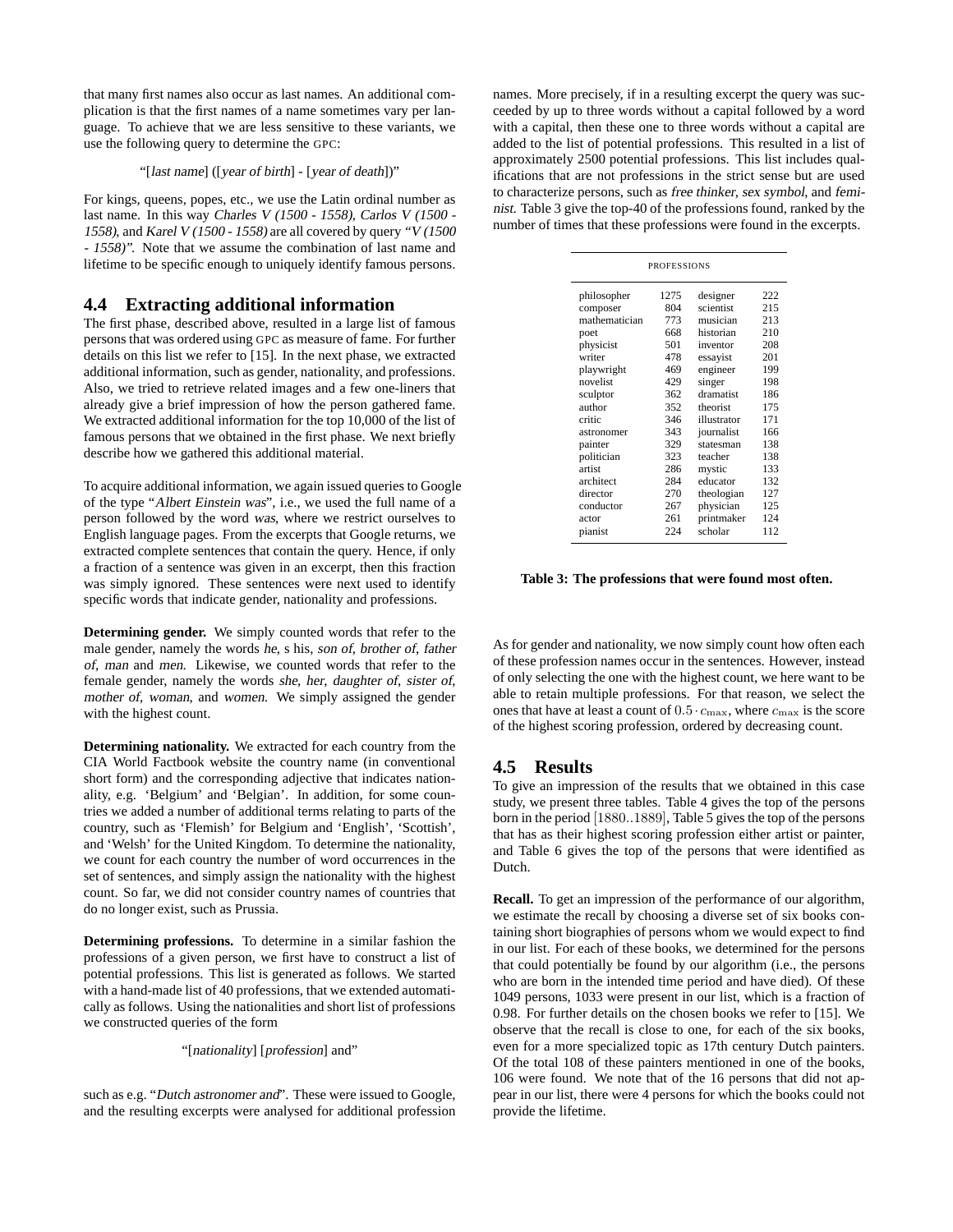that many first names also occur as last names. An additional complication is that the first names of a name sometimes vary per language. To achieve that we are less sensitive to these variants, we use the following query to determine the GPC:

"[*last name*] ([*year of birth*] - [*year of death*])"

For kings, queens, popes, etc., we use the Latin ordinal number as last name. In this way *Charles V (1500 - 1558)*, *Carlos V (1500 - 1558)*, and *Karel V (1500 - 1558)* are all covered by query *"V (1500 - 1558)"*. Note that we assume the combination of last name and lifetime to be specific enough to uniquely identify famous persons.

## 4.4 Extracting additional information

The first phase, described above, resulted in a large list of famous persons that was ordered using GPC as measure of fame. For further details on this list we refer to [15]. In the next phase, we extracted additional information, such as gender, nationality, and professions. Also, we tried to retrieve related images and a few one-liners that already give a brief impression of how the person gathered fame. We extracted additional information for the top 10,000 of the list of famous persons that we obtained in the first phase. We next briefly describe how we gathered this additional material.

To acquire additional information, we again issued queries to Google of the type "*Albert Einstein was*", i.e., we used the full name of a person followed by the word *was*, where we restrict ourselves to English language pages. From the excerpts that Google returns, we extracted complete sentences that contain the query. Hence, if only a fraction of a sentence was given in an excerpt, then this fraction was simply ignored. These sentences were next used to identify specific words that indicate gender, nationality and professions.

**Determining gender.** We simply counted words that refer to the male gender, namely the words *he*, s his, *son of*, *brother of*, *father of*, *man* and *men*. Likewise, we counted words that refer to the female gender, namely the words *she*, *her*, *daughter of*, *sister of*, *mother of*, *woman*, and *women*. We simply assigned the gender with the highest count.

**Determining nationality.** We extracted for each country from the CIA World Factbook website the country name (in conventional short form) and the corresponding adjective that indicates nationality, e.g. 'Belgium' and 'Belgian'. In addition, for some countries we added a number of additional terms relating to parts of the country, such as 'Flemish' for Belgium and 'English', 'Scottish', and 'Welsh' for the United Kingdom. To determine the nationality, we count for each country the number of word occurrences in the set of sentences, and simply assign the nationality with the highest count. So far, we did not consider country names of countries that do no longer exist, such as Prussia.

**Determining professions.** To determine in a similar fashion the professions of a given person, we first have to construct a list of potential professions. This list is generated as follows. We started with a hand-made list of 40 professions, that we extended automatically as follows. Using the nationalities and short list of professions we constructed queries of the form

"[*nationality*] [*profession*] and"

such as e.g. "*Dutch astronomer and*". These were issued to Google, and the resulting excerpts were analysed for additional profession names. More precisely, if in a resulting excerpt the query was succeeded by up to three words without a capital followed by a word with a capital, then these one to three words without a capital are added to the list of potential professions. This resulted in a list of approximately 2500 potential professions. This list includes qualifications that are not professions in the strict sense but are used to characterize persons, such as *free thinker*, *sex symbol*, and *feminist*. Table 3 give the top-40 of the professions found, ranked by the number of times that these professions were found in the excerpts.

| PROFESSIONS | | | |
|---|---|---|---|
| philosopher | 1275 | designer | 222 |
| composer | 804 | scientist | 215 |
| mathematician | 773 | musician | 213 |
| poet | 668 | historian | 210 |
| physicist | 501 | inventor | 208 |
| writer | 478 | essayist | 201 |
| playwright | 469 | engineer | 199 |
| novelist | 429 | singer | 198 |
| sculptor | 362 | dramatist | 186 |
| author | 352 | theorist | 175 |
| critic | 346 | illustrator | 171 |
| astronomer | 343 | journalist | 166 |
| painter | 329 | statesman | 138 |
| politician | 323 | teacher | 138 |
| artist | 286 | mystic | 133 |
| architect | 284 | educator | 132 |
| director | 270 | theologian | 127 |
| conductor | 267 | physician | 125 |
| actor | 261 | printmaker | 124 |
| pianist | 224 | scholar | 112 |

**Table 3: The professions that were found most often.**

As for gender and nationality, we now simply count how often each of these profession names occur in the sentences. However, instead of only selecting the one with the highest count, we here want to be able to retain multiple professions. For that reason, we select the ones that have at least a count of $0.5 \cdot c_{\max}$, where $c_{\max}$ is the score of the highest scoring profession, ordered by decreasing count.

## 4.5 Results

To give an impression of the results that we obtained in this case study, we present three tables. Table 4 gives the top of the persons born in the period $[1880..1889]$, Table 5 gives the top of the persons that has as their highest scoring profession either artist or painter, and Table 6 gives the top of the persons that were identified as Dutch.

**Recall.** To get an impression of the performance of our algorithm, we estimate the recall by choosing a diverse set of six books containing short biographies of persons whom we would expect to find in our list. For each of these books, we determined for the persons that could potentially be found by our algorithm (i.e., the persons who are born in the intended time period and have died). Of these 1049 persons, 1033 were present in our list, which is a fraction of 0.98. For further details on the chosen books we refer to [15]. We observe that the recall is close to one, for each of the six books, even for a more specialized topic as 17th century Dutch painters. Of the total 108 of these painters mentioned in one of the books, 106 were found. We note that of the 16 persons that did not appear in our list, there were 4 persons for which the books could not provide the lifetime.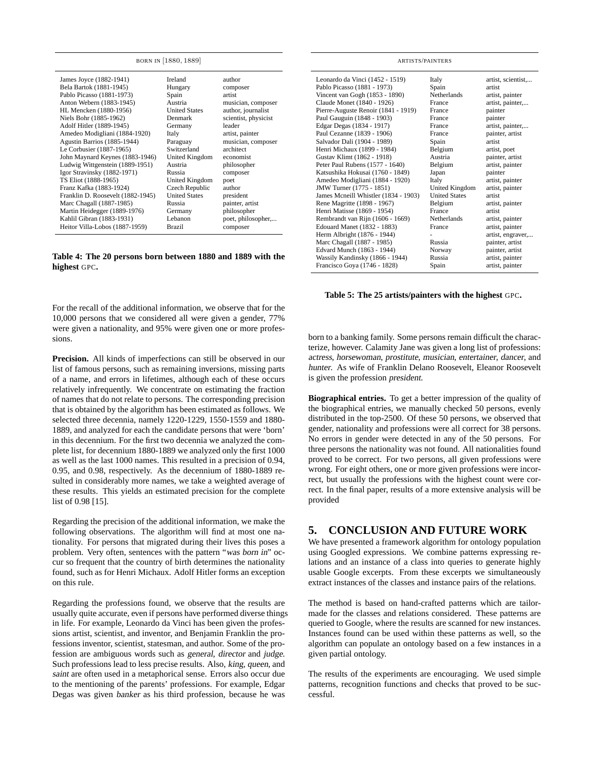| BORN IN [1880, 1889] | | |
|---|---|---|
| James Joyce (1882-1941) | Ireland | author |
| Bela Bartok (1881-1945) | Hungary | composer |
| Pablo Picasso (1881-1973) | Spain | artist |
| Anton Webern (1883-1945) | Austria | musician, composer |
| HL Mencken (1880-1956) | United States | author, journalist |
| Niels Bohr (1885-1962) | Denmark | scientist, physicist |
| Adolf Hitler (1889-1945) | Germany | leader |
| Amedeo Modigliani (1884-1920) | Italy | artist, painter |
| Agustin Barrios (1885-1944) | Paraguay | musician, composer |
| Le Corbusier (1887-1965) | Switzerland | architect |
| John Maynard Keynes (1883-1946) | United Kingdom | economist |
| Ludwig Wittgenstein (1889-1951) | Austria | philosopher |
| Igor Stravinsky (1882-1971) | Russia | composer |
| TS Eliot (1888-1965) | United Kingdom | poet |
| Franz Kafka (1883-1924) | Czech Republic | author |
| Franklin D. Roosevelt (1882-1945) | United States | president |
| Marc Chagall (1887-1985) | Russia | painter, artist |
| Martin Heidegger (1889-1976) | Germany | philosopher |
| Kahlil Gibran (1883-1931) | Lebanon | poet, philosopher,... |
| Heitor Villa-Lobos (1887-1959) | Brazil | composer |

**Table 4: The 20 persons born between 1880 and 1889 with the highest GPC.**

For the recall of the additional information, we observe that for the 10,000 persons that we considered all were given a gender, 77% were given a nationality, and 95% were given one or more professions.

**Precision.** All kinds of imperfections can still be observed in our list of famous persons, such as remaining inversions, missing parts of a name, and errors in lifetimes, although each of these occurs relatively infrequently. We concentrate on estimating the fraction of names that do not relate to persons. The corresponding precision that is obtained by the algorithm has been estimated as follows. We selected three decennia, namely 1220-1229, 1550-1559 and 1880-1889, and analyzed for each the candidate persons that were 'born' in this decennium. For the first two decennia we analyzed the complete list, for decennium 1880-1889 we analyzed only the first 1000 as well as the last 1000 names. This resulted in a precision of 0.94, 0.95, and 0.98, respectively. As the decennium of 1880-1889 resulted in considerably more names, we take a weighted average of these results. This yields an estimated precision for the complete list of 0.98 [15].

Regarding the precision of the additional information, we make the following observations. The algorithm will find at most one nationality. For persons that migrated during their lives this poses a problem. Very often, sentences with the pattern "*was born in*" occur so frequent that the country of birth determines the nationality found, such as for Henri Michaux. Adolf Hitler forms an exception on this rule.

Regarding the professions found, we observe that the results are usually quite accurate, even if persons have performed diverse things in life. For example, Leonardo da Vinci has been given the professions artist, scientist, and inventor, and Benjamin Franklin the professions inventor, scientist, statesman, and author. Some of the profession are ambiguous words such as *general*, *director* and *judge*. Such professions lead to less precise results. Also, *king*, *queen*, and *saint* are often used in a metaphorical sense. Errors also occur due to the mentioning of the parents' professions. For example, Edgar Degas was given *banker* as his third profession, because he was

| ARTISTS/PAINTERS | | |
|---|---|---|
| Leonardo da Vinci (1452 - 1519) | Italy | artist, scientist,... |
| Pablo Picasso (1881 - 1973) | Spain | artist |
| Vincent van Gogh (1853 - 1890) | Netherlands | artist, painter |
| Claude Monet (1840 - 1926) | France | artist, painter,... |
| Pierre-Auguste Renoir (1841 - 1919) | France | painter |
| Paul Gauguin (1848 - 1903) | France | painter |
| Edgar Degas (1834 - 1917) | France | artist, painter,... |
| Paul Cezanne (1839 - 1906) | France | painter, artist |
| Salvador Dali (1904 - 1989) | Spain | artist |
| Henri Michaux (1899 - 1984) | Belgium | artist, poet |
| Gustav Klimt (1862 - 1918) | Austria | painter, artist |
| Peter Paul Rubens (1577 - 1640) | Belgium | artist, painter |
| Katsushika Hokusai (1760 - 1849) | Japan | painter |
| Amedeo Modigliani (1884 - 1920) | Italy | artist, painter |
| JMW Turner (1775 - 1851) | United Kingdom | artist, painter |
| James Mcneill Whistler (1834 - 1903) | United States | artist |
| Rene Magritte (1898 - 1967) | Belgium | artist, painter |
| Henri Matisse (1869 - 1954) | France | artist |
| Rembrandt van Rijn (1606 - 1669) | Netherlands | artist, painter |
| Edouard Manet (1832 - 1883) | France | artist, painter |
| Herm Albright (1876 - 1944) | - | artist, engraver,... |
| Marc Chagall (1887 - 1985) | Russia | painter, artist |
| Edvard Munch (1863 - 1944) | Norway | painter, artist |
| Wassily Kandinsky (1866 - 1944) | Russia | artist, painter |
| Francisco Goya (1746 - 1828) | Spain | artist, painter |

**Table 5: The 25 artists/painters with the highest GPC.**

born to a banking family. Some persons remain difficult the characterize, however. Calamity Jane was given a long list of professions: *actress*, *horsewoman*, *prostitute*, *musician*, *entertainer*, *dancer*, and *hunter*. As wife of Franklin Delano Roosevelt, Eleanor Roosevelt is given the profession *president*.

**Biographical entries.** To get a better impression of the quality of the biographical entries, we manually checked 50 persons, evenly distributed in the top-2500. Of these 50 persons, we observed that gender, nationality and professions were all correct for 38 persons. No errors in gender were detected in any of the 50 persons. For three persons the nationality was not found. All nationalities found proved to be correct. For two persons, all given professions were wrong. For eight others, one or more given professions were incorrect, but usually the professions with the highest count were correct. In the final paper, results of a more extensive analysis will be provided

## 5. CONCLUSION AND FUTURE WORK

We have presented a framework algorithm for ontology population using Googled expressions. We combine patterns expressing relations and an instance of a class into queries to generate highly usable Google excerpts. From these excerpts we simultaneously extract instances of the classes and instance pairs of the relations.

The method is based on hand-crafted patterns which are tailor-made for the classes and relations considered. These patterns are queried to Google, where the results are scanned for new instances. Instances found can be used within these patterns as well, so the algorithm can populate an ontology based on a few instances in a given partial ontology.

The results of the experiments are encouraging. We used simple patterns, recognition functions and checks that proved to be successful.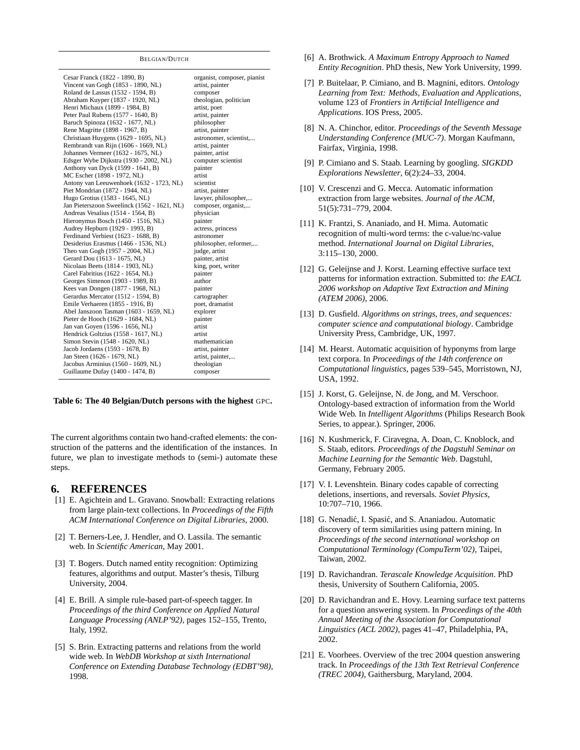| BELGIAN/DUTCH | |
|---|---|
| Cesar Franck (1822 - 1890, B) | organist, composer, pianist |
| Vincent van Gogh (1853 - 1890, NL) | artist, painter |
| Roland de Lassus (1532 - 1594, B) | composer |
| Abraham Kuyper (1837 - 1920, NL) | theologian, politician |
| Henri Michaux (1899 - 1984, B) | artist, poet |
| Peter Paul Rubens (1577 - 1640, B) | artist, painter |
| Baruch Spinoza (1632 - 1677, NL) | philosopher |
| Rene Magritte (1898 - 1967, B) | artist, painter |
| Christiaan Huygens (1629 - 1695, NL) | astronomer, scientist,... |
| Rembrandt van Rijn (1606 - 1669, NL) | artist, painter |
| Johannes Vermeer (1632 - 1675, NL) | painter, artist |
| Edsger Wybe Dijkstra (1930 - 2002, NL) | computer scientist |
| Anthony van Dyck (1599 - 1641, B) | painter |
| MC Escher (1898 - 1972, NL) | artist |
| Antony van Leeuwenhoek (1632 - 1723, NL) | scientist |
| Piet Mondrian (1872 - 1944, NL) | artist, painter |
| Hugo Grotius (1583 - 1645, NL) | lawyer, philosopher,... |
| Jan Pieterszoon Sweelinck (1562 - 1621, NL) | composer, organist,... |
| Andreas Vesalius (1514 - 1564, B) | physician |
| Hieronymus Bosch (1450 - 1516, NL) | painter |
| Audrey Hepburn (1929 - 1993, B) | actress, princess |
| Ferdinand Verbiest (1623 - 1688, B) | astronomer |
| Desiderius Erasmus (1466 - 1536, NL) | philosopher, reformer,... |
| Theo van Gogh (1957 - 2004, NL) | judge, artist |
| Gerard Dou (1613 - 1675, NL) | painter, artist |
| Nicolaas Beets (1814 - 1903, NL) | king, poet, writer |
| Carel Fabritius (1622 - 1654, NL) | painter |
| Georges Simenon (1903 - 1989, B) | author |
| Kees van Dongen (1877 - 1968, NL) | painter |
| Gerardus Mercator (1512 - 1594, B) | cartographer |
| Emile Verhaeren (1855 - 1916, B) | poet, dramatist |
| Abel Janszoon Tasman (1603 - 1659, NL) | explorer |
| Pieter de Hooch (1629 - 1684, NL) | painter |
| Jan van Goyen (1596 - 1656, NL) | artist |
| Hendrick Goltzius (1558 - 1617, NL) | artist |
| Simon Stevin (1548 - 1620, NL) | mathematician |
| Jacob Jordaens (1593 - 1678, B) | artist, painter |
| Jan Steen (1626 - 1679, NL) | artist, painter,... |
| Jacobus Arminius (1560 - 1609, NL) | theologian |
| Guillaume Dufay (1400 - 1474, B) | composer |

**Table 6: The 40 Belgian/Dutch persons with the highest GPC.**

The current algorithms contain two hand-crafted elements: the construction of the patterns and the identification of the instances. In future, we plan to investigate methods to (semi-) automate these steps.

## 6. REFERENCES

[1] E. Agichtein and L. Gravano. Snowball: Extracting relations from large plain-text collections. In *Proceedings of the Fifth ACM International Conference on Digital Libraries*, 2000.

[2] T. Berners-Lee, J. Hendler, and O. Lassila. The semantic web. In *Scientific American*, May 2001.

[3] T. Bogers. Dutch named entity recognition: Optimizing features, algorithms and output. Master's thesis, Tilburg University, 2004.

[4] E. Brill. A simple rule-based part-of-speech tagger. In *Proceedings of the third Conference on Applied Natural Language Processing (ANLP'92)*, pages 152–155, Trento, Italy, 1992.

[5] S. Brin. Extracting patterns and relations from the world wide web. In *WebDB Workshop at sixth International Conference on Extending Database Technology (EDBT'98)*, 1998.

[6] A. Brothwick. *A Maximum Entropy Approach to Named Entity Recognition*. PhD thesis, New York University, 1999.

[7] P. Buitelaar, P. Cimiano, and B. Magnini, editors. *Ontology Learning from Text: Methods, Evaluation and Applications*, volume 123 of *Frontiers in Artificial Intelligence and Applications*. IOS Press, 2005.

[8] N. A. Chinchor, editor. *Proceedings of the Seventh Message Understanding Conference (MUC-7)*. Morgan Kaufmann, Fairfax, Virginia, 1998.

[9] P. Cimiano and S. Staab. Learning by googling. *SIGKDD Explorations Newsletter*, 6(2):24–33, 2004.

[10] V. Crescenzi and G. Mecca. Automatic information extraction from large websites. *Journal of the ACM*, 51(5):731–779, 2004.

[11] K. Frantzi, S. Ananiado, and H. Mima. Automatic recognition of multi-word terms: the c-value/nc-value method. *International Journal on Digital Libraries*, 3:115–130, 2000.

[12] G. Geleijnse and J. Korst. Learning effective surface text patterns for information extraction. Submitted to: *the EACL 2006 workshop on Adaptive Text Extraction and Mining (ATEM 2006)*, 2006.

[13] D. Gusfield. *Algorithms on strings, trees, and sequences: computer science and computational biology*. Cambridge University Press, Cambridge, UK, 1997.

[14] M. Hearst. Automatic acquisition of hyponyms from large text corpora. In *Proceedings of the 14th conference on Computational linguistics*, pages 539–545, Morristown, NJ, USA, 1992.

[15] J. Korst, G. Geleijnse, N. de Jong, and M. Verschoor. Ontology-based extraction of information from the World Wide Web. In *Intelligent Algorithms* (Philips Research Book Series, to appear.). Springer, 2006.

[16] N. Kushmerick, F. Ciravegna, A. Doan, C. Knoblock, and S. Staab, editors. *Proceedings of the Dagstuhl Seminar on Machine Learning for the Semantic Web*. Dagstuhl, Germany, February 2005.

[17] V. I. Levenshtein. Binary codes capable of correcting deletions, insertions, and reversals. *Soviet Physics*, 10:707–710, 1966.

[18] G. Nenadić, I. Spasić, and S. Ananiadou. Automatic discovery of term similarities using pattern mining. In *Proceedings of the second international workshop on Computational Terminology (CompuTerm'02)*, Taipei, Taiwan, 2002.

[19] D. Ravichandran. *Terascale Knowledge Acquisition*. PhD thesis, University of Southern California, 2005.

[20] D. Ravichandran and E. Hovy. Learning surface text patterns for a question answering system. In *Proceedings of the 40th Annual Meeting of the Association for Computational Linguistics (ACL 2002)*, pages 41–47, Philadelphia, PA, 2002.

[21] E. Voorhees. Overview of the trec 2004 question answering track. In *Proceedings of the 13th Text Retrieval Conference (TREC 2004)*, Gaithersburg, Maryland, 2004.